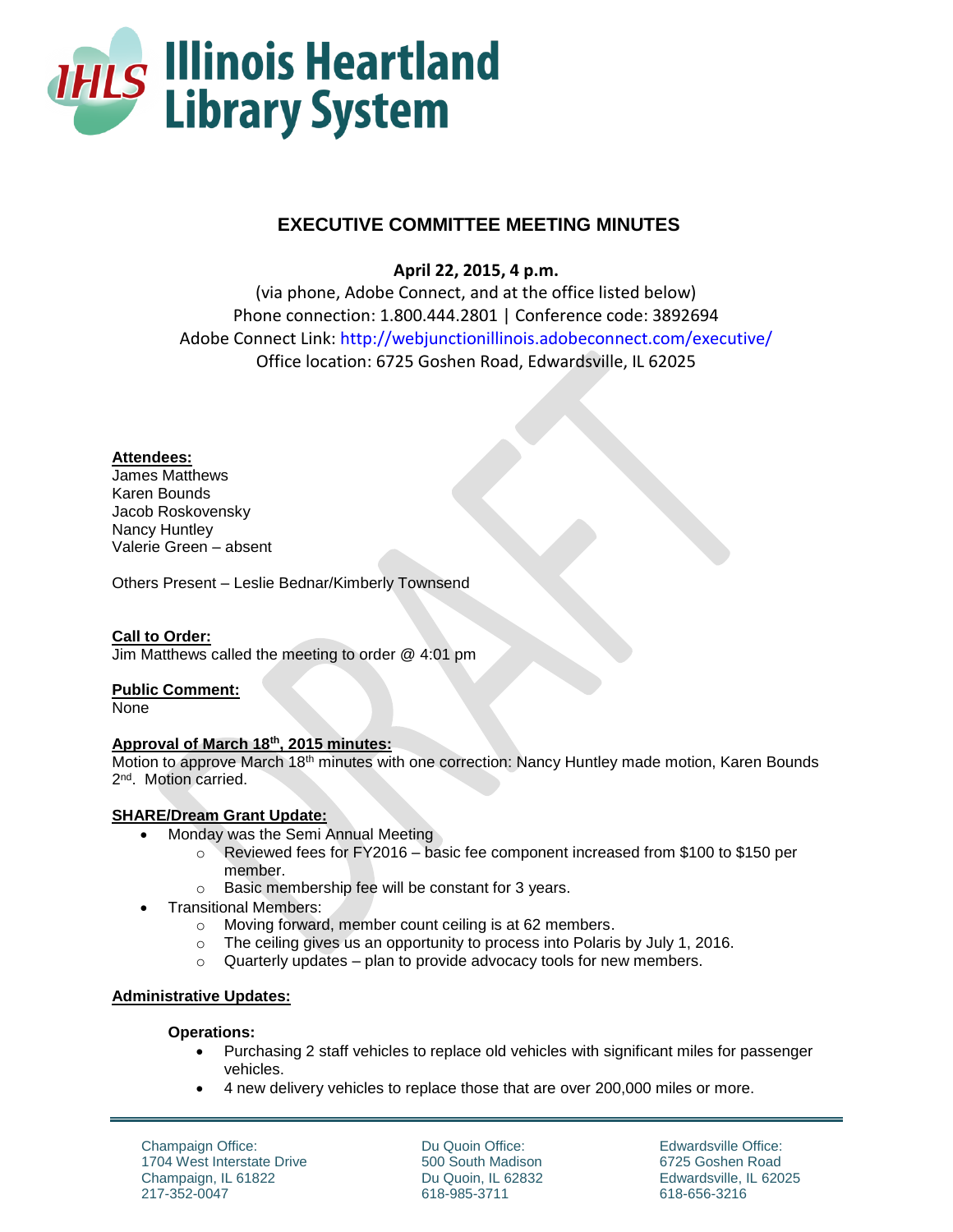# Illinois Heartland Library System

## EXECUTIVE COMMITTEE MEETING MINUTES

**April 22, 2015, 4 p.m.**

(via phone, Adobe Connect, and at the office listed below)
Phone connection: 1.800.444.2801 | Conference code: 3892694
Adobe Connect Link: http://webjunctionillinois.adobeconnect.com/executive/
Office location: 6725 Goshen Road, Edwardsville, IL 62025

DRAFT

**Attendees:**
James Matthews
Karen Bounds
Jacob Roskovensky
Nancy Huntley
Valerie Green – absent

Others Present – Leslie Bednar/Kimberly Townsend

**Call to Order:**
Jim Matthews called the meeting to order @ 4:01 pm

**Public Comment:**
None

**Approval of March 18th, 2015 minutes:**
Motion to approve March 18th minutes with one correction: Nancy Huntley made motion, Karen Bounds 2nd. Motion carried.

**SHARE/Dream Grant Update:**

- Monday was the Semi Annual Meeting
  - Reviewed fees for FY2016 – basic fee component increased from $100 to $150 per member.
  - Basic membership fee will be constant for 3 years.
- Transitional Members:
  - Moving forward, member count ceiling is at 62 members.
  - The ceiling gives us an opportunity to process into Polaris by July 1, 2016.
  - Quarterly updates – plan to provide advocacy tools for new members.

**Administrative Updates:**

**Operations:**

- Purchasing 2 staff vehicles to replace old vehicles with significant miles for passenger vehicles.
- 4 new delivery vehicles to replace those that are over 200,000 miles or more.

Champaign Office:
1704 West Interstate Drive
Champaign, IL 61822
217-352-0047

Du Quoin Office:
500 South Madison
Du Quoin, IL 62832
618-985-3711

Edwardsville Office:
6725 Goshen Road
Edwardsville, IL 62025
618-656-3216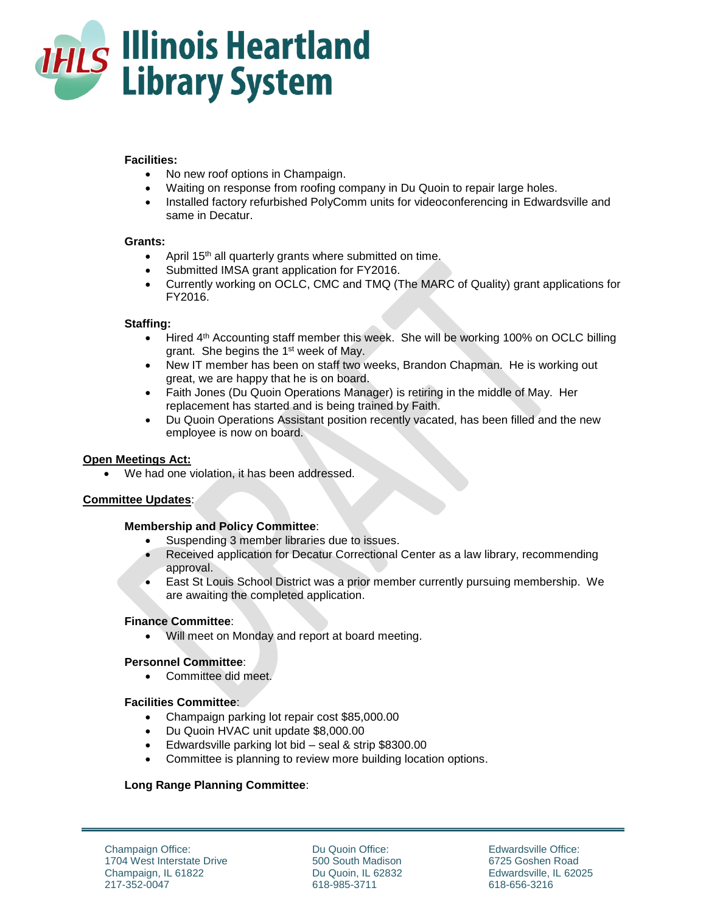**Facilities:**

- No new roof options in Champaign.
- Waiting on response from roofing company in Du Quoin to repair large holes.
- Installed factory refurbished PolyComm units for videoconferencing in Edwardsville and same in Decatur.

**Grants:**

- April 15th all quarterly grants where submitted on time.
- Submitted IMSA grant application for FY2016.
- Currently working on OCLC, CMC and TMQ (The MARC of Quality) grant applications for FY2016.

**Staffing:**

- Hired 4th Accounting staff member this week. She will be working 100% on OCLC billing grant. She begins the 1st week of May.
- New IT member has been on staff two weeks, Brandon Chapman. He is working out great, we are happy that he is on board.
- Faith Jones (Du Quoin Operations Manager) is retiring in the middle of May. Her replacement has started and is being trained by Faith.
- Du Quoin Operations Assistant position recently vacated, has been filled and the new employee is now on board.

**Open Meetings Act:**

- We had one violation, it has been addressed.

**Committee Updates**:

**Membership and Policy Committee**:

- Suspending 3 member libraries due to issues.
- Received application for Decatur Correctional Center as a law library, recommending approval.
- East St Louis School District was a prior member currently pursuing membership. We are awaiting the completed application.

**Finance Committee**:

- Will meet on Monday and report at board meeting.

**Personnel Committee**:

- Committee did meet.

**Facilities Committee**:

- Champaign parking lot repair cost $85,000.00
- Du Quoin HVAC unit update $8,000.00
- Edwardsville parking lot bid – seal & strip $8300.00
- Committee is planning to review more building location options.

**Long Range Planning Committee**: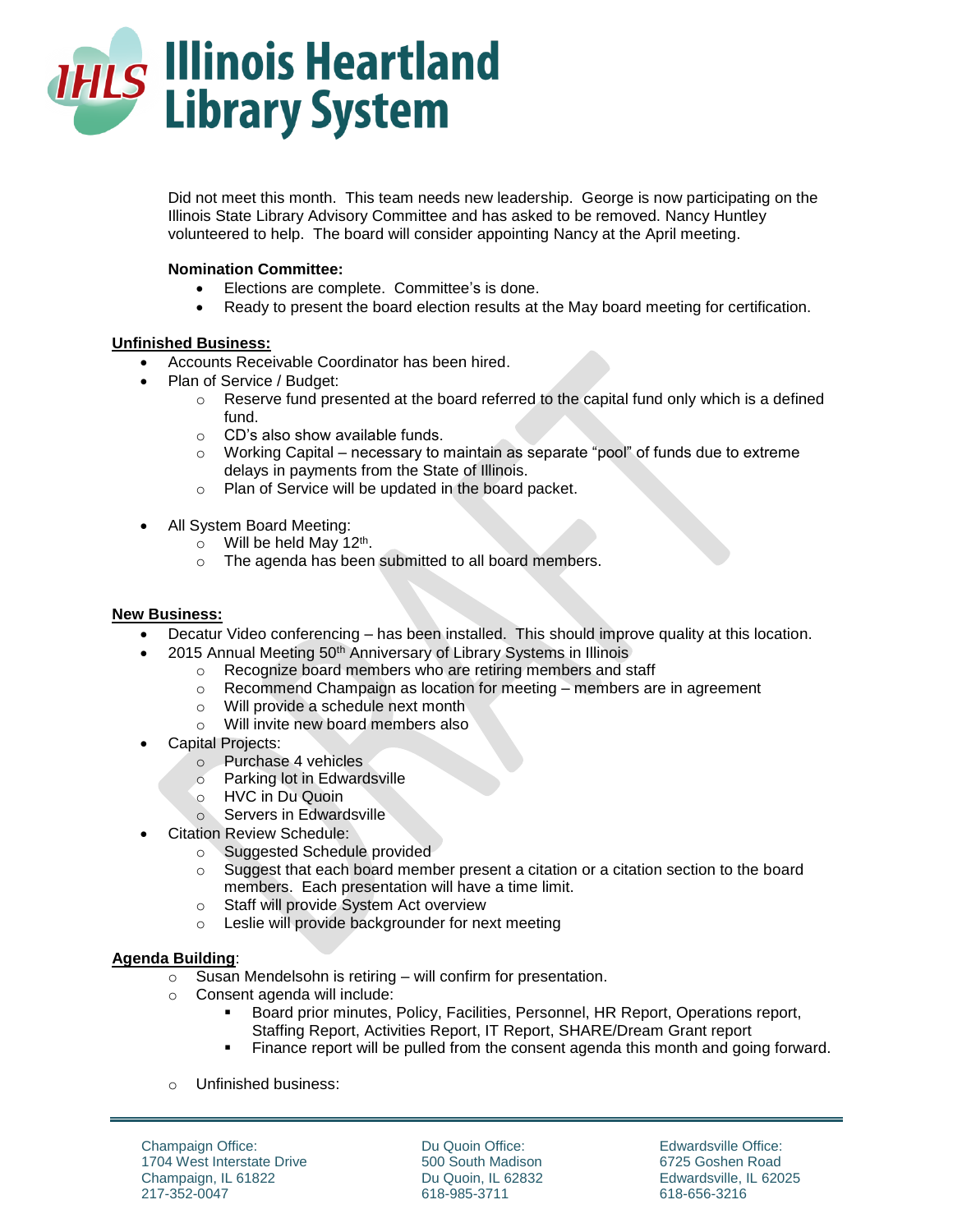Did not meet this month. This team needs new leadership. George is now participating on the Illinois State Library Advisory Committee and has asked to be removed. Nancy Huntley volunteered to help. The board will consider appointing Nancy at the April meeting.

**Nomination Committee:**

- Elections are complete. Committee's is done.
- Ready to present the board election results at the May board meeting for certification.

**Unfinished Business:**

- Accounts Receivable Coordinator has been hired.
- Plan of Service / Budget:
  - Reserve fund presented at the board referred to the capital fund only which is a defined fund.
  - CD's also show available funds.
  - Working Capital – necessary to maintain as separate "pool" of funds due to extreme delays in payments from the State of Illinois.
  - Plan of Service will be updated in the board packet.
- All System Board Meeting:
  - Will be held May 12th.
  - The agenda has been submitted to all board members.

**New Business:**

- Decatur Video conferencing – has been installed. This should improve quality at this location.
- 2015 Annual Meeting 50th Anniversary of Library Systems in Illinois
  - Recognize board members who are retiring members and staff
  - Recommend Champaign as location for meeting – members are in agreement
  - Will provide a schedule next month
  - Will invite new board members also
- Capital Projects:
  - Purchase 4 vehicles
  - Parking lot in Edwardsville
  - HVC in Du Quoin
  - Servers in Edwardsville
- Citation Review Schedule:
  - Suggested Schedule provided
  - Suggest that each board member present a citation or a citation section to the board members. Each presentation will have a time limit.
  - Staff will provide System Act overview
  - Leslie will provide backgrounder for next meeting

**Agenda Building**:

- Susan Mendelsohn is retiring – will confirm for presentation.
- Consent agenda will include:
  - Board prior minutes, Policy, Facilities, Personnel, HR Report, Operations report, Staffing Report, Activities Report, IT Report, SHARE/Dream Grant report
  - Finance report will be pulled from the consent agenda this month and going forward.
- Unfinished business: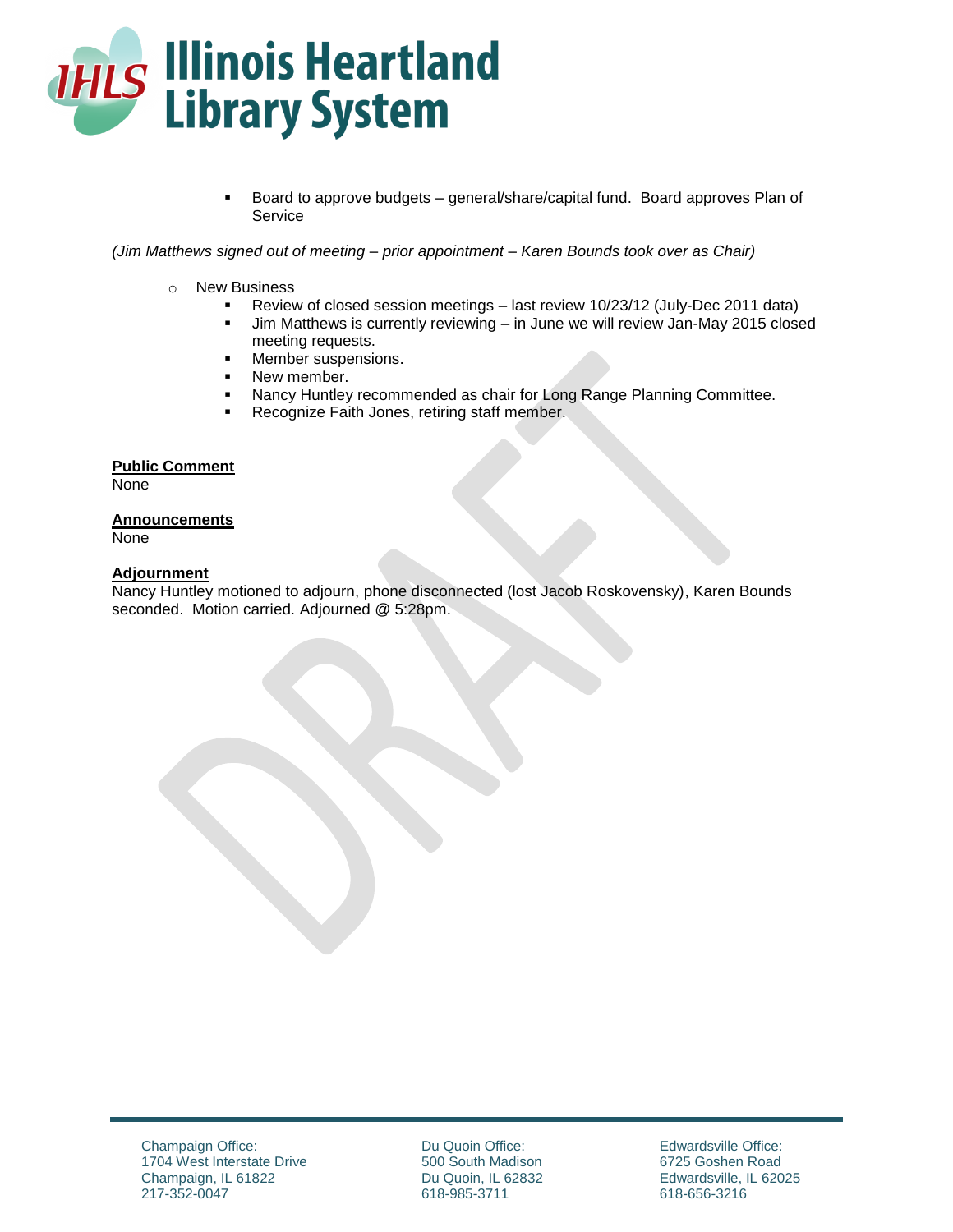- Board to approve budgets – general/share/capital fund. Board approves Plan of Service

*(Jim Matthews signed out of meeting – prior appointment – Karen Bounds took over as Chair)*

- New Business
  - Review of closed session meetings – last review 10/23/12 (July-Dec 2011 data)
  - Jim Matthews is currently reviewing – in June we will review Jan-May 2015 closed meeting requests.
  - Member suspensions.
  - New member.
  - Nancy Huntley recommended as chair for Long Range Planning Committee.
  - Recognize Faith Jones, retiring staff member.

**Public Comment**
None

**Announcements**
None

**Adjournment**
Nancy Huntley motioned to adjourn, phone disconnected (lost Jacob Roskovensky), Karen Bounds seconded. Motion carried. Adjourned @ 5:28pm.

DRAFT